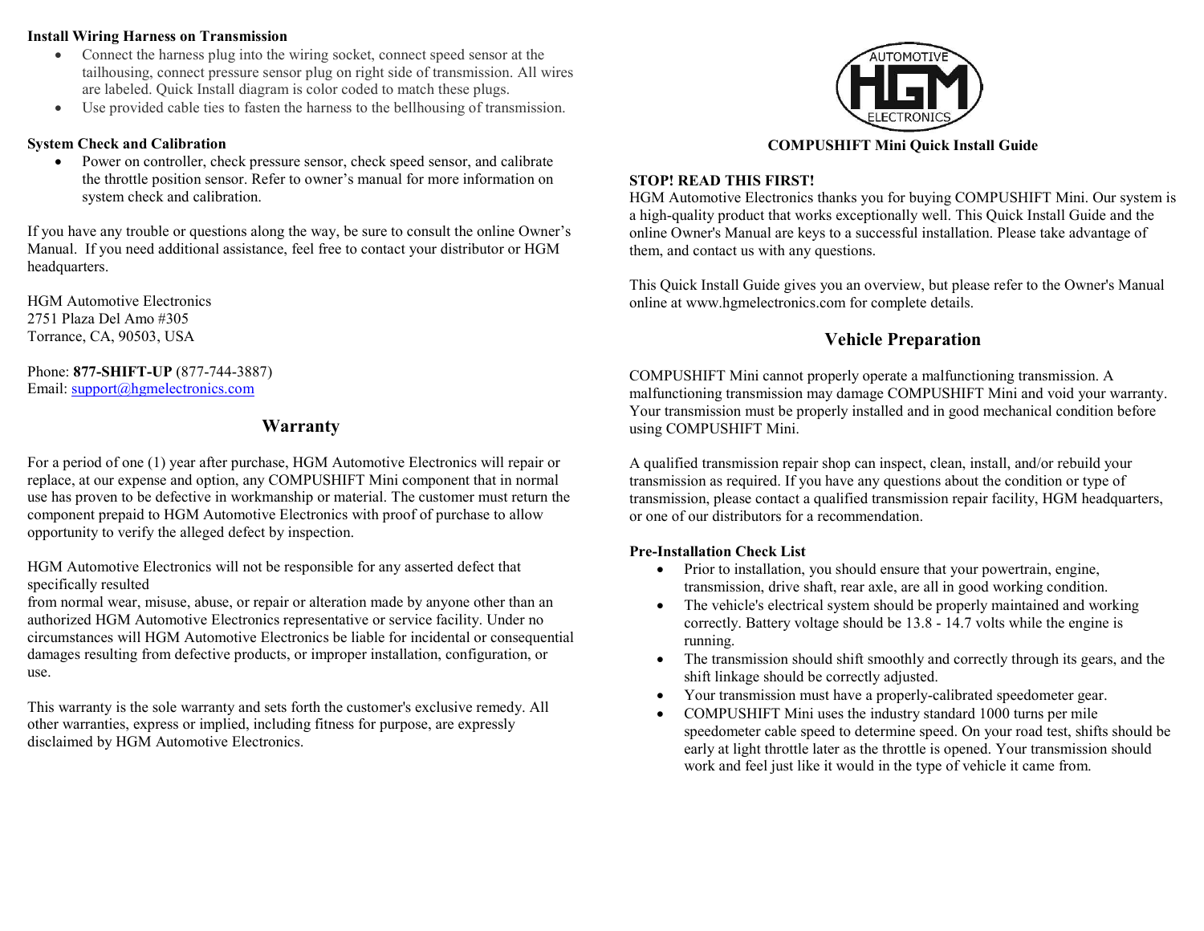**Install Wiring Harness on Transmission**

- Connect the harness plug into the wiring socket, connect speed sensor at the tailhousing, connect pressure sensor plug on right side of transmission. All wires are labeled. Quick Install diagram is color coded to match these plugs.
- Use provided cable ties to fasten the harness to the bellhousing of transmission.

**System Check and Calibration**

- Power on controller, check pressure sensor, check speed sensor, and calibrate the throttle position sensor. Refer to owner's manual for more information on system check and calibration.

If you have any trouble or questions along the way, be sure to consult the online Owner's Manual. If you need additional assistance, feel free to contact your distributor or HGM headquarters.

HGM Automotive Electronics
2751 Plaza Del Amo #305
Torrance, CA, 90503, USA

Phone: **877-SHIFT-UP** (877-744-3887)
Email: support@hgmelectronics.com

## Warranty

For a period of one (1) year after purchase, HGM Automotive Electronics will repair or replace, at our expense and option, any COMPUSHIFT Mini component that in normal use has proven to be defective in workmanship or material. The customer must return the component prepaid to HGM Automotive Electronics with proof of purchase to allow opportunity to verify the alleged defect by inspection.

HGM Automotive Electronics will not be responsible for any asserted defect that specifically resulted from normal wear, misuse, abuse, or repair or alteration made by anyone other than an authorized HGM Automotive Electronics representative or service facility. Under no circumstances will HGM Automotive Electronics be liable for incidental or consequential damages resulting from defective products, or improper installation, configuration, or use.

This warranty is the sole warranty and sets forth the customer's exclusive remedy. All other warranties, express or implied, including fitness for purpose, are expressly disclaimed by HGM Automotive Electronics.

AUTOMOTIVE HGM ELECTRONICS

**COMPUSHIFT Mini Quick Install Guide**

**STOP! READ THIS FIRST!**

HGM Automotive Electronics thanks you for buying COMPUSHIFT Mini. Our system is a high-quality product that works exceptionally well. This Quick Install Guide and the online Owner's Manual are keys to a successful installation. Please take advantage of them, and contact us with any questions.

This Quick Install Guide gives you an overview, but please refer to the Owner's Manual online at www.hgmelectronics.com for complete details.

## Vehicle Preparation

COMPUSHIFT Mini cannot properly operate a malfunctioning transmission. A malfunctioning transmission may damage COMPUSHIFT Mini and void your warranty. Your transmission must be properly installed and in good mechanical condition before using COMPUSHIFT Mini.

A qualified transmission repair shop can inspect, clean, install, and/or rebuild your transmission as required. If you have any questions about the condition or type of transmission, please contact a qualified transmission repair facility, HGM headquarters, or one of our distributors for a recommendation.

**Pre-Installation Check List**

- Prior to installation, you should ensure that your powertrain, engine, transmission, drive shaft, rear axle, are all in good working condition.
- The vehicle's electrical system should be properly maintained and working correctly. Battery voltage should be 13.8 - 14.7 volts while the engine is running.
- The transmission should shift smoothly and correctly through its gears, and the shift linkage should be correctly adjusted.
- Your transmission must have a properly-calibrated speedometer gear.
- COMPUSHIFT Mini uses the industry standard 1000 turns per mile speedometer cable speed to determine speed. On your road test, shifts should be early at light throttle later as the throttle is opened. Your transmission should work and feel just like it would in the type of vehicle it came from.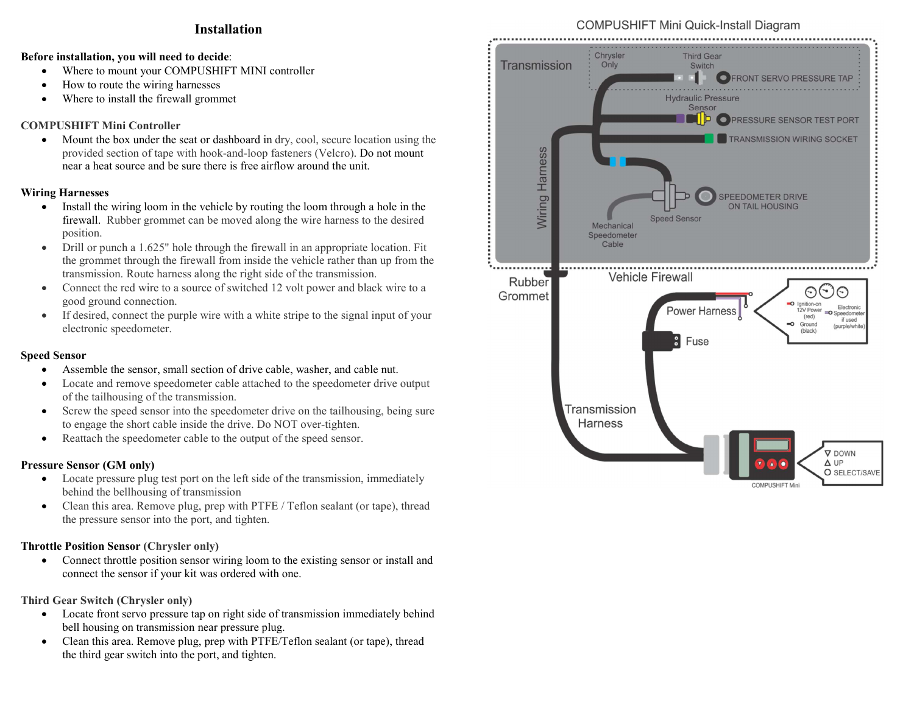# Installation

**Before installation, you will need to decide**:

- Where to mount your COMPUSHIFT MINI controller
- How to route the wiring harnesses
- Where to install the firewall grommet

## COMPUSHIFT Mini Controller

- Mount the box under the seat or dashboard in dry, cool, secure location using the provided section of tape with hook-and-loop fasteners (Velcro). Do not mount near a heat source and be sure there is free airflow around the unit.

## Wiring Harnesses

- Install the wiring loom in the vehicle by routing the loom through a hole in the firewall. Rubber grommet can be moved along the wire harness to the desired position.
- Drill or punch a 1.625" hole through the firewall in an appropriate location. Fit the grommet through the firewall from inside the vehicle rather than up from the transmission. Route harness along the right side of the transmission.
- Connect the red wire to a source of switched 12 volt power and black wire to a good ground connection.
- If desired, connect the purple wire with a white stripe to the signal input of your electronic speedometer.

## Speed Sensor

- Assemble the sensor, small section of drive cable, washer, and cable nut.
- Locate and remove speedometer cable attached to the speedometer drive output of the tailhousing of the transmission.
- Screw the speed sensor into the speedometer drive on the tailhousing, being sure to engage the short cable inside the drive. Do NOT over-tighten.
- Reattach the speedometer cable to the output of the speed sensor.

## Pressure Sensor (GM only)

- Locate pressure plug test port on the left side of the transmission, immediately behind the bellhousing of transmission
- Clean this area. Remove plug, prep with PTFE / Teflon sealant (or tape), thread the pressure sensor into the port, and tighten.

## Throttle Position Sensor (Chrysler only)

- Connect throttle position sensor wiring loom to the existing sensor or install and connect the sensor if your kit was ordered with one.

## Third Gear Switch (Chrysler only)

- Locate front servo pressure tap on right side of transmission immediately behind bell housing on transmission near pressure plug.
- Clean this area. Remove plug, prep with PTFE/Teflon sealant (or tape), thread the third gear switch into the port, and tighten.

COMPUSHIFT Mini Quick-Install Diagram

Transmission

Chrysler Only

Third Gear Switch

FRONT SERVO PRESSURE TAP

Hydraulic Pressure Sensor

PRESSURE SENSOR TEST PORT

TRANSMISSION WIRING SOCKET

Wiring Harness

SPEEDOMETER DRIVE ON TAIL HOUSING

Speed Sensor

Mechanical Speedometer Cable

Rubber Grommet

Vehicle Firewall

Power Harness

Ignition-on 12V Power (red)

Ground (black)

Electronic Speedometer if used (purple/white)

Fuse

Transmission Harness

COMPUSHIFT Mini

DOWN

UP

SELECT/SAVE